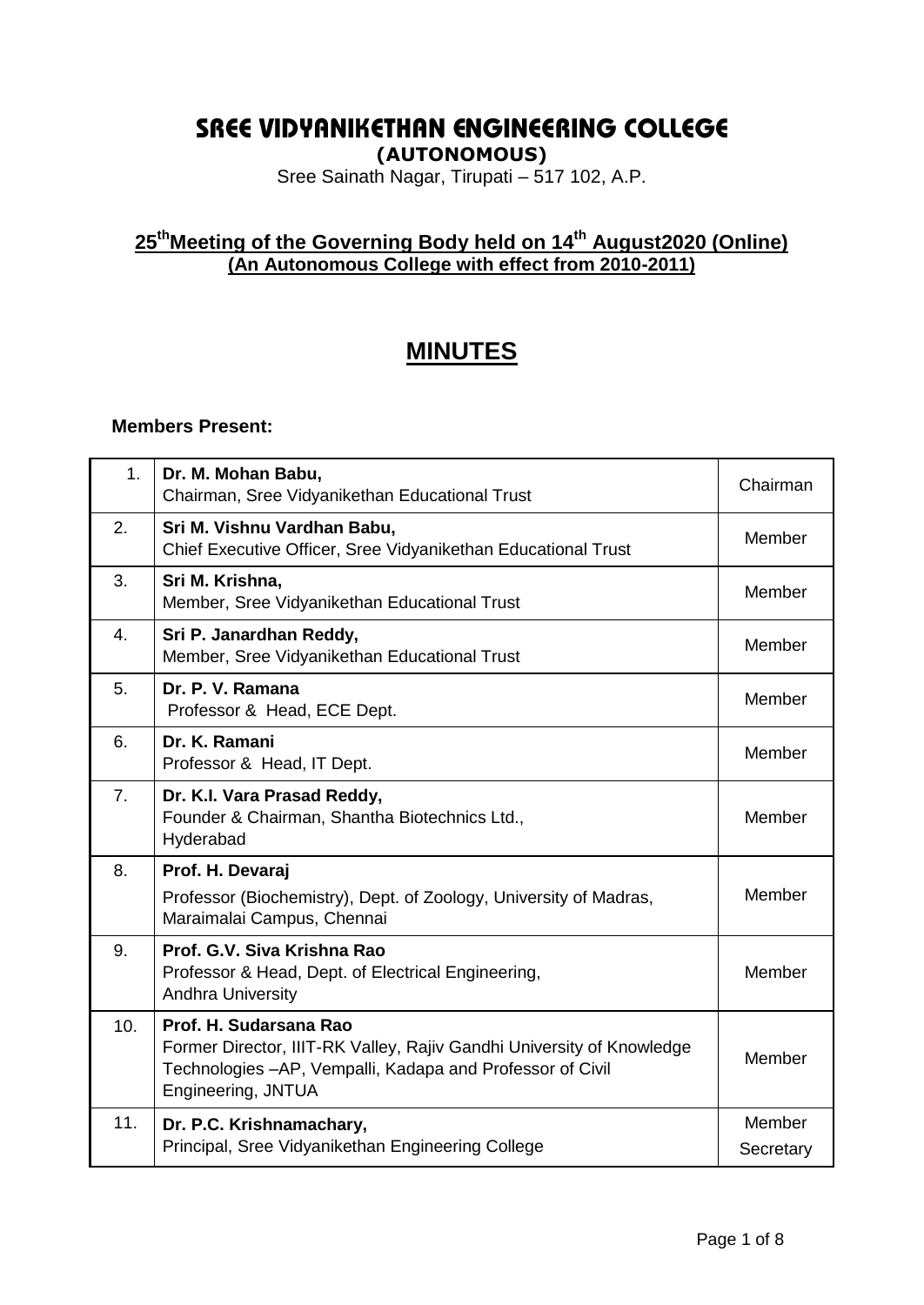# SREE VIDYANIKETHAN ENGINEERING COLLEGE

**(AUTONOMOUS)**

Sree Sainath Nagar, Tirupati – 517 102, A.P.

## 25th Meeting of the Governing Body held on 14th August2020 (Online)
### (An Autonomous College with effect from 2010-2011)

## MINUTES

**Members Present:**

| | | |
|---|---|---|
| 1. | **Dr. M. Mohan Babu,** Chairman, Sree Vidyanikethan Educational Trust | Chairman |
| 2. | **Sri M. Vishnu Vardhan Babu,** Chief Executive Officer, Sree Vidyanikethan Educational Trust | Member |
| 3. | **Sri M. Krishna,** Member, Sree Vidyanikethan Educational Trust | Member |
| 4. | **Sri P. Janardhan Reddy,** Member, Sree Vidyanikethan Educational Trust | Member |
| 5. | **Dr. P. V. Ramana** Professor & Head, ECE Dept. | Member |
| 6. | **Dr. K. Ramani** Professor & Head, IT Dept. | Member |
| 7. | **Dr. K.I. Vara Prasad Reddy,** Founder & Chairman, Shantha Biotechnics Ltd., Hyderabad | Member |
| 8. | **Prof. H. Devaraj** Professor (Biochemistry), Dept. of Zoology, University of Madras, Maraimalai Campus, Chennai | Member |
| 9. | **Prof. G.V. Siva Krishna Rao** Professor & Head, Dept. of Electrical Engineering, Andhra University | Member |
| 10. | **Prof. H. Sudarsana Rao** Former Director, IIIT-RK Valley, Rajiv Gandhi University of Knowledge Technologies –AP, Vempalli, Kadapa and Professor of Civil Engineering, JNTUA | Member |
| 11. | **Dr. P.C. Krishnamachary,** Principal, Sree Vidyanikethan Engineering College | Member Secretary |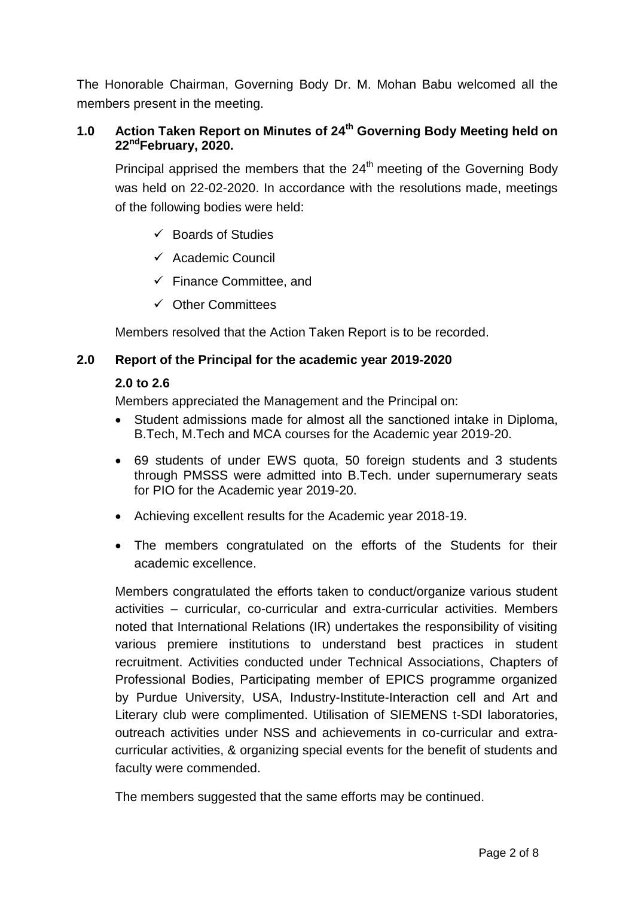The Honorable Chairman, Governing Body Dr. M. Mohan Babu welcomed all the members present in the meeting.

## 1.0 Action Taken Report on Minutes of 24th Governing Body Meeting held on 22nd February, 2020.

Principal apprised the members that the 24th meeting of the Governing Body was held on 22-02-2020. In accordance with the resolutions made, meetings of the following bodies were held:

- ✓ Boards of Studies
- ✓ Academic Council
- ✓ Finance Committee, and
- ✓ Other Committees

Members resolved that the Action Taken Report is to be recorded.

## 2.0 Report of the Principal for the academic year 2019-2020

### 2.0 to 2.6

Members appreciated the Management and the Principal on:

- Student admissions made for almost all the sanctioned intake in Diploma, B.Tech, M.Tech and MCA courses for the Academic year 2019-20.
- 69 students of under EWS quota, 50 foreign students and 3 students through PMSSS were admitted into B.Tech. under supernumerary seats for PIO for the Academic year 2019-20.
- Achieving excellent results for the Academic year 2018-19.
- The members congratulated on the efforts of the Students for their academic excellence.

Members congratulated the efforts taken to conduct/organize various student activities – curricular, co-curricular and extra-curricular activities. Members noted that International Relations (IR) undertakes the responsibility of visiting various premiere institutions to understand best practices in student recruitment. Activities conducted under Technical Associations, Chapters of Professional Bodies, Participating member of EPICS programme organized by Purdue University, USA, Industry-Institute-Interaction cell and Art and Literary club were complimented. Utilisation of SIEMENS t-SDI laboratories, outreach activities under NSS and achievements in co-curricular and extra-curricular activities, & organizing special events for the benefit of students and faculty were commended.

The members suggested that the same efforts may be continued.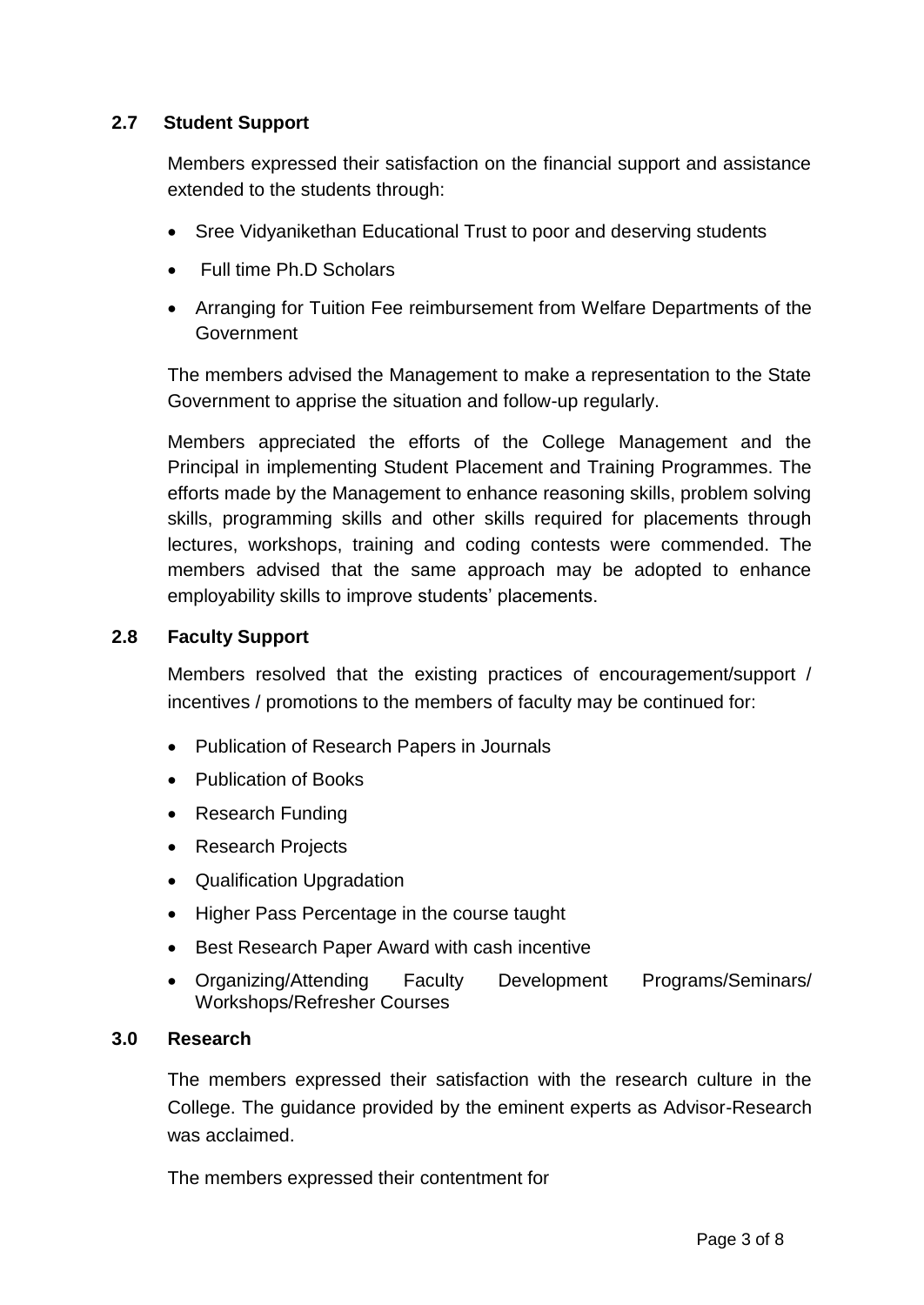### 2.7 Student Support

Members expressed their satisfaction on the financial support and assistance extended to the students through:

- Sree Vidyanikethan Educational Trust to poor and deserving students
- Full time Ph.D Scholars
- Arranging for Tuition Fee reimbursement from Welfare Departments of the Government

The members advised the Management to make a representation to the State Government to apprise the situation and follow-up regularly.

Members appreciated the efforts of the College Management and the Principal in implementing Student Placement and Training Programmes. The efforts made by the Management to enhance reasoning skills, problem solving skills, programming skills and other skills required for placements through lectures, workshops, training and coding contests were commended. The members advised that the same approach may be adopted to enhance employability skills to improve students' placements.

### 2.8 Faculty Support

Members resolved that the existing practices of encouragement/support / incentives / promotions to the members of faculty may be continued for:

- Publication of Research Papers in Journals
- Publication of Books
- Research Funding
- Research Projects
- Qualification Upgradation
- Higher Pass Percentage in the course taught
- Best Research Paper Award with cash incentive
- Organizing/Attending Faculty Development Programs/Seminars/ Workshops/Refresher Courses

### 3.0 Research

The members expressed their satisfaction with the research culture in the College. The guidance provided by the eminent experts as Advisor-Research was acclaimed.

The members expressed their contentment for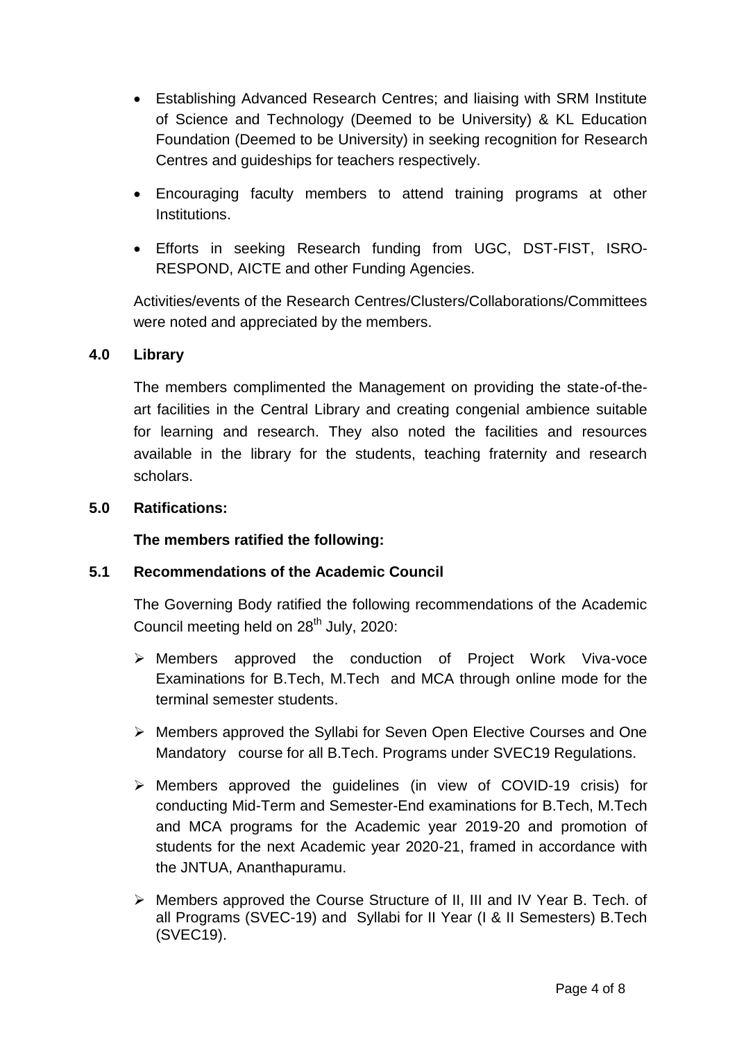- Establishing Advanced Research Centres; and liaising with SRM Institute of Science and Technology (Deemed to be University) & KL Education Foundation (Deemed to be University) in seeking recognition for Research Centres and guideships for teachers respectively.
- Encouraging faculty members to attend training programs at other Institutions.
- Efforts in seeking Research funding from UGC, DST-FIST, ISRO-RESPOND, AICTE and other Funding Agencies.

Activities/events of the Research Centres/Clusters/Collaborations/Committees were noted and appreciated by the members.

## 4.0 Library

The members complimented the Management on providing the state-of-the-art facilities in the Central Library and creating congenial ambience suitable for learning and research. They also noted the facilities and resources available in the library for the students, teaching fraternity and research scholars.

## 5.0 Ratifications:

**The members ratified the following:**

### 5.1 Recommendations of the Academic Council

The Governing Body ratified the following recommendations of the Academic Council meeting held on 28th July, 2020:

- Members approved the conduction of Project Work Viva-voce Examinations for B.Tech, M.Tech and MCA through online mode for the terminal semester students.
- Members approved the Syllabi for Seven Open Elective Courses and One Mandatory course for all B.Tech. Programs under SVEC19 Regulations.
- Members approved the guidelines (in view of COVID-19 crisis) for conducting Mid-Term and Semester-End examinations for B.Tech, M.Tech and MCA programs for the Academic year 2019-20 and promotion of students for the next Academic year 2020-21, framed in accordance with the JNTUA, Ananthapuramu.
- Members approved the Course Structure of II, III and IV Year B. Tech. of all Programs (SVEC-19) and Syllabi for II Year (I & II Semesters) B.Tech (SVEC19).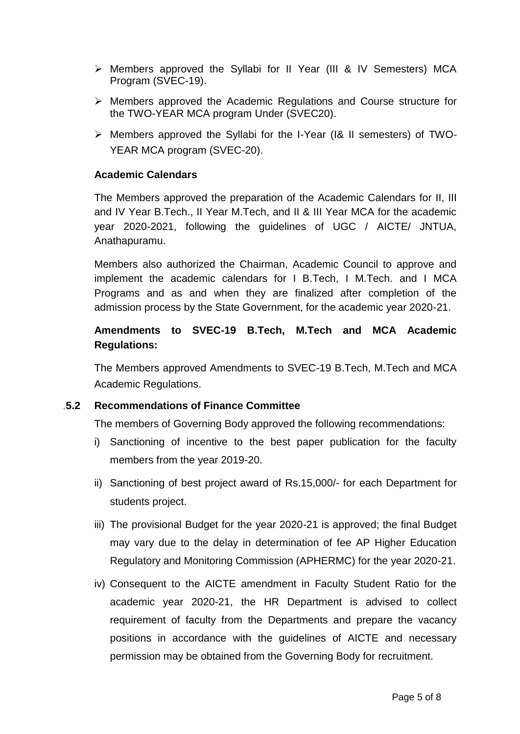- Members approved the Syllabi for II Year (III & IV Semesters) MCA Program (SVEC-19).
- Members approved the Academic Regulations and Course structure for the TWO-YEAR MCA program Under (SVEC20).
- Members approved the Syllabi for the I-Year (I& II semesters) of TWO-YEAR MCA program (SVEC-20).

**Academic Calendars**

The Members approved the preparation of the Academic Calendars for II, III and IV Year B.Tech., II Year M.Tech, and II & III Year MCA for the academic year 2020-2021, following the guidelines of UGC / AICTE/ JNTUA, Anathapuramu.

Members also authorized the Chairman, Academic Council to approve and implement the academic calendars for I B.Tech, I M.Tech. and I MCA Programs and as and when they are finalized after completion of the admission process by the State Government, for the academic year 2020-21.

**Amendments to SVEC-19 B.Tech, M.Tech and MCA Academic Regulations:**

The Members approved Amendments to SVEC-19 B.Tech, M.Tech and MCA Academic Regulations.

### .5.2 Recommendations of Finance Committee

The members of Governing Body approved the following recommendations:

i) Sanctioning of incentive to the best paper publication for the faculty members from the year 2019-20.

ii) Sanctioning of best project award of Rs.15,000/- for each Department for students project.

iii) The provisional Budget for the year 2020-21 is approved; the final Budget may vary due to the delay in determination of fee AP Higher Education Regulatory and Monitoring Commission (APHERMC) for the year 2020-21.

iv) Consequent to the AICTE amendment in Faculty Student Ratio for the academic year 2020-21, the HR Department is advised to collect requirement of faculty from the Departments and prepare the vacancy positions in accordance with the guidelines of AICTE and necessary permission may be obtained from the Governing Body for recruitment.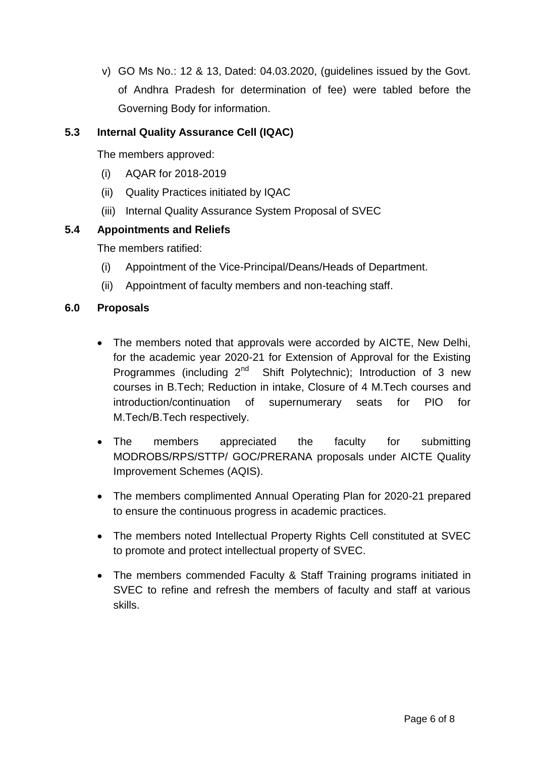v) GO Ms No.: 12 & 13, Dated: 04.03.2020, (guidelines issued by the Govt. of Andhra Pradesh for determination of fee) were tabled before the Governing Body for information.

### 5.3 Internal Quality Assurance Cell (IQAC)

The members approved:

(i) AQAR for 2018-2019

(ii) Quality Practices initiated by IQAC

(iii) Internal Quality Assurance System Proposal of SVEC

### 5.4 Appointments and Reliefs

The members ratified:

(i) Appointment of the Vice-Principal/Deans/Heads of Department.

(ii) Appointment of faculty members and non-teaching staff.

## 6.0 Proposals

- The members noted that approvals were accorded by AICTE, New Delhi, for the academic year 2020-21 for Extension of Approval for the Existing Programmes (including 2nd Shift Polytechnic); Introduction of 3 new courses in B.Tech; Reduction in intake, Closure of 4 M.Tech courses and introduction/continuation of supernumerary seats for PIO for M.Tech/B.Tech respectively.
- The members appreciated the faculty for submitting MODROBS/RPS/STTP/ GOC/PRERANA proposals under AICTE Quality Improvement Schemes (AQIS).
- The members complimented Annual Operating Plan for 2020-21 prepared to ensure the continuous progress in academic practices.
- The members noted Intellectual Property Rights Cell constituted at SVEC to promote and protect intellectual property of SVEC.
- The members commended Faculty & Staff Training programs initiated in SVEC to refine and refresh the members of faculty and staff at various skills.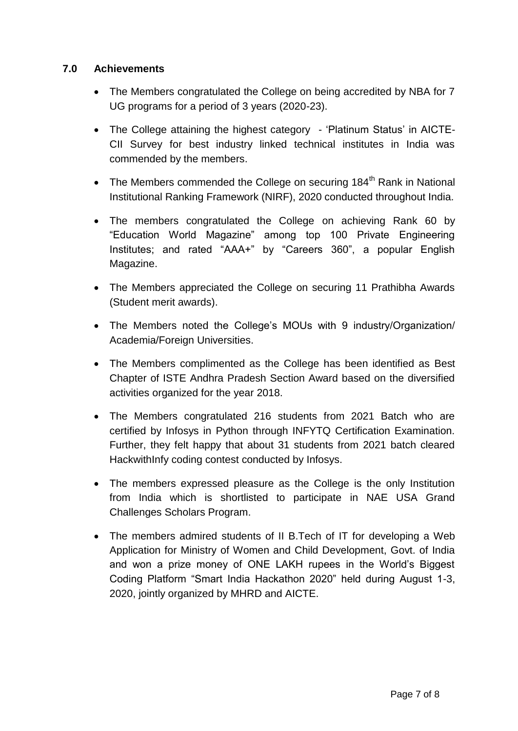## 7.0 Achievements

- The Members congratulated the College on being accredited by NBA for 7 UG programs for a period of 3 years (2020-23).
- The College attaining the highest category - 'Platinum Status' in AICTE-CII Survey for best industry linked technical institutes in India was commended by the members.
- The Members commended the College on securing 184th Rank in National Institutional Ranking Framework (NIRF), 2020 conducted throughout India.
- The members congratulated the College on achieving Rank 60 by "Education World Magazine" among top 100 Private Engineering Institutes; and rated "AAA+" by "Careers 360", a popular English Magazine.
- The Members appreciated the College on securing 11 Prathibha Awards (Student merit awards).
- The Members noted the College's MOUs with 9 industry/Organization/ Academia/Foreign Universities.
- The Members complimented as the College has been identified as Best Chapter of ISTE Andhra Pradesh Section Award based on the diversified activities organized for the year 2018.
- The Members congratulated 216 students from 2021 Batch who are certified by Infosys in Python through INFYTQ Certification Examination. Further, they felt happy that about 31 students from 2021 batch cleared HackwithInfy coding contest conducted by Infosys.
- The members expressed pleasure as the College is the only Institution from India which is shortlisted to participate in NAE USA Grand Challenges Scholars Program.
- The members admired students of II B.Tech of IT for developing a Web Application for Ministry of Women and Child Development, Govt. of India and won a prize money of ONE LAKH rupees in the World's Biggest Coding Platform "Smart India Hackathon 2020" held during August 1-3, 2020, jointly organized by MHRD and AICTE.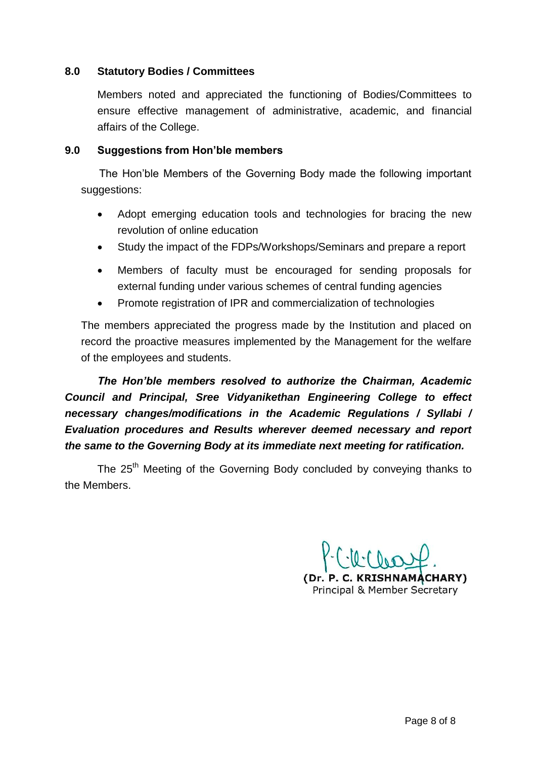## 8.0 Statutory Bodies / Committees

Members noted and appreciated the functioning of Bodies/Committees to ensure effective management of administrative, academic, and financial affairs of the College.

## 9.0 Suggestions from Hon'ble members

The Hon'ble Members of the Governing Body made the following important suggestions:

- Adopt emerging education tools and technologies for bracing the new revolution of online education
- Study the impact of the FDPs/Workshops/Seminars and prepare a report
- Members of faculty must be encouraged for sending proposals for external funding under various schemes of central funding agencies
- Promote registration of IPR and commercialization of technologies

The members appreciated the progress made by the Institution and placed on record the proactive measures implemented by the Management for the welfare of the employees and students.

***The Hon'ble members resolved to authorize the Chairman, Academic Council and Principal, Sree Vidyanikethan Engineering College to effect necessary changes/modifications in the Academic Regulations / Syllabi / Evaluation procedures and Results wherever deemed necessary and report the same to the Governing Body at its immediate next meeting for ratification.***

The 25th Meeting of the Governing Body concluded by conveying thanks to the Members.

**(Dr. P. C. KRISHNAMACHARY)**
Principal & Member Secretary